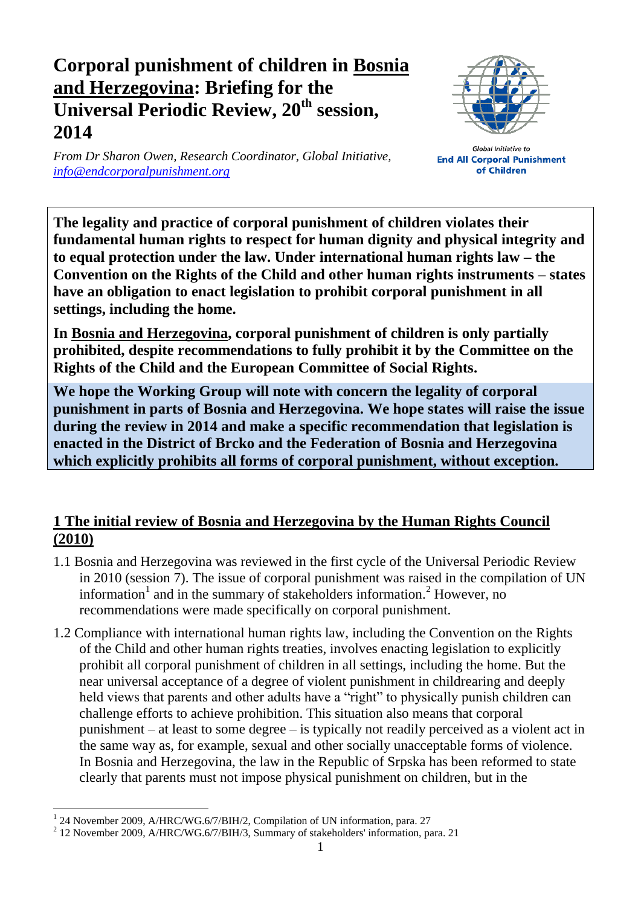# Corporal punishment of children in Bosnia and Herzegovina: Briefing for the Universal Periodic Review, 20th session, 2014

*From Dr Sharon Owen, Research Coordinator, Global Initiative, info@endcorporalpunishment.org*

Global Initiative to **End All Corporal Punishment of Children**

**The legality and practice of corporal punishment of children violates their fundamental human rights to respect for human dignity and physical integrity and to equal protection under the law. Under international human rights law – the Convention on the Rights of the Child and other human rights instruments – states have an obligation to enact legislation to prohibit corporal punishment in all settings, including the home.**

**In Bosnia and Herzegovina, corporal punishment of children is only partially prohibited, despite recommendations to fully prohibit it by the Committee on the Rights of the Child and the European Committee of Social Rights.**

**We hope the Working Group will note with concern the legality of corporal punishment in parts of Bosnia and Herzegovina. We hope states will raise the issue during the review in 2014 and make a specific recommendation that legislation is enacted in the District of Brcko and the Federation of Bosnia and Herzegovina which explicitly prohibits all forms of corporal punishment, without exception.**

## 1 The initial review of Bosnia and Herzegovina by the Human Rights Council (2010)

1.1 Bosnia and Herzegovina was reviewed in the first cycle of the Universal Periodic Review in 2010 (session 7). The issue of corporal punishment was raised in the compilation of UN information[1] and in the summary of stakeholders information.[2] However, no recommendations were made specifically on corporal punishment.

1.2 Compliance with international human rights law, including the Convention on the Rights of the Child and other human rights treaties, involves enacting legislation to explicitly prohibit all corporal punishment of children in all settings, including the home. But the near universal acceptance of a degree of violent punishment in childrearing and deeply held views that parents and other adults have a "right" to physically punish children can challenge efforts to achieve prohibition. This situation also means that corporal punishment – at least to some degree – is typically not readily perceived as a violent act in the same way as, for example, sexual and other socially unacceptable forms of violence. In Bosnia and Herzegovina, the law in the Republic of Srpska has been reformed to state clearly that parents must not impose physical punishment on children, but in the

---

[1] 24 November 2009, A/HRC/WG.6/7/BIH/2, Compilation of UN information, para. 27

[2] 12 November 2009, A/HRC/WG.6/7/BIH/3, Summary of stakeholders' information, para. 21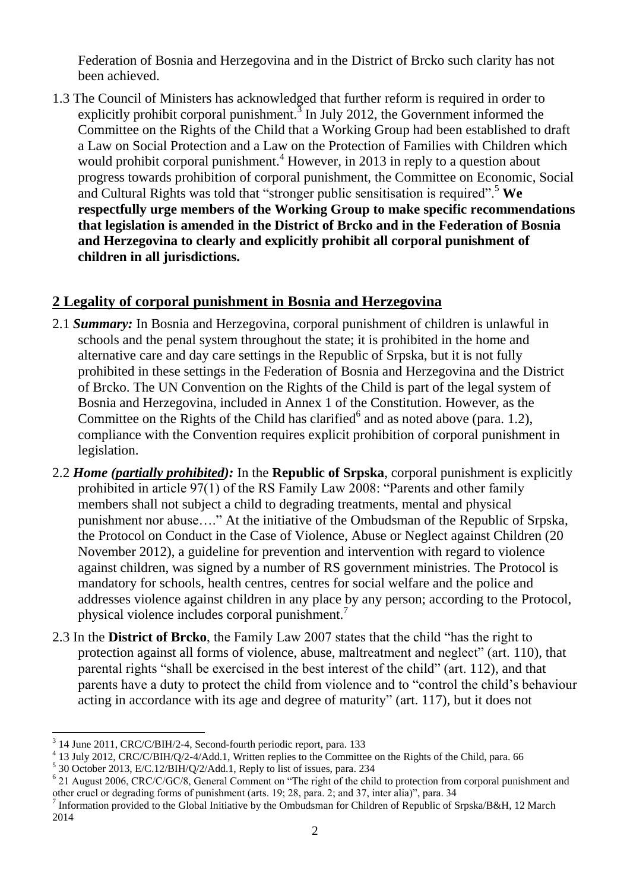Federation of Bosnia and Herzegovina and in the District of Brcko such clarity has not been achieved.

1.3 The Council of Ministers has acknowledged that further reform is required in order to explicitly prohibit corporal punishment.[3] In July 2012, the Government informed the Committee on the Rights of the Child that a Working Group had been established to draft a Law on Social Protection and a Law on the Protection of Families with Children which would prohibit corporal punishment.[4] However, in 2013 in reply to a question about progress towards prohibition of corporal punishment, the Committee on Economic, Social and Cultural Rights was told that "stronger public sensitisation is required".[5] **We respectfully urge members of the Working Group to make specific recommendations that legislation is amended in the District of Brcko and in the Federation of Bosnia and Herzegovina to clearly and explicitly prohibit all corporal punishment of children in all jurisdictions.**

## 2 Legality of corporal punishment in Bosnia and Herzegovina

2.1 ***Summary:*** In Bosnia and Herzegovina, corporal punishment of children is unlawful in schools and the penal system throughout the state; it is prohibited in the home and alternative care and day care settings in the Republic of Srpska, but it is not fully prohibited in these settings in the Federation of Bosnia and Herzegovina and the District of Brcko. The UN Convention on the Rights of the Child is part of the legal system of Bosnia and Herzegovina, included in Annex 1 of the Constitution. However, as the Committee on the Rights of the Child has clarified[6] and as noted above (para. 1.2), compliance with the Convention requires explicit prohibition of corporal punishment in legislation.

2.2 ***Home (partially prohibited):*** In the **Republic of Srpska**, corporal punishment is explicitly prohibited in article 97(1) of the RS Family Law 2008: "Parents and other family members shall not subject a child to degrading treatments, mental and physical punishment nor abuse…." At the initiative of the Ombudsman of the Republic of Srpska, the Protocol on Conduct in the Case of Violence, Abuse or Neglect against Children (20 November 2012), a guideline for prevention and intervention with regard to violence against children, was signed by a number of RS government ministries. The Protocol is mandatory for schools, health centres, centres for social welfare and the police and addresses violence against children in any place by any person; according to the Protocol, physical violence includes corporal punishment.[7]

2.3 In the **District of Brcko**, the Family Law 2007 states that the child "has the right to protection against all forms of violence, abuse, maltreatment and neglect" (art. 110), that parental rights "shall be exercised in the best interest of the child" (art. 112), and that parents have a duty to protect the child from violence and to "control the child's behaviour acting in accordance with its age and degree of maturity" (art. 117), but it does not

---

[3] 14 June 2011, CRC/C/BIH/2-4, Second-fourth periodic report, para. 133

[4] 13 July 2012, CRC/C/BIH/Q/2-4/Add.1, Written replies to the Committee on the Rights of the Child, para. 66

[5] 30 October 2013, E/C.12/BIH/Q/2/Add.1, Reply to list of issues, para. 234

[6] 21 August 2006, CRC/C/GC/8, General Comment on "The right of the child to protection from corporal punishment and other cruel or degrading forms of punishment (arts. 19; 28, para. 2; and 37, inter alia)", para. 34

[7] Information provided to the Global Initiative by the Ombudsman for Children of Republic of Srpska/B&H, 12 March 2014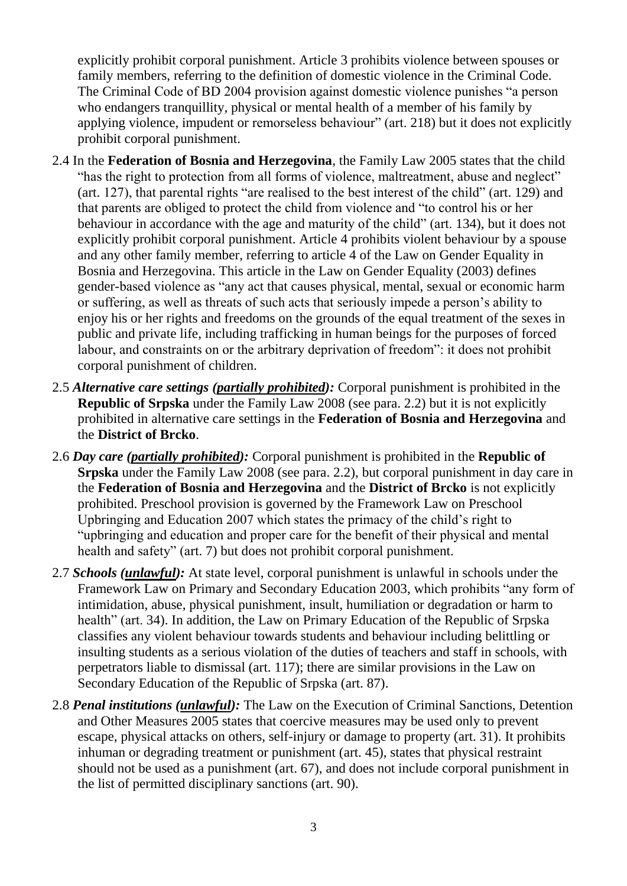explicitly prohibit corporal punishment. Article 3 prohibits violence between spouses or family members, referring to the definition of domestic violence in the Criminal Code. The Criminal Code of BD 2004 provision against domestic violence punishes "a person who endangers tranquillity, physical or mental health of a member of his family by applying violence, impudent or remorseless behaviour" (art. 218) but it does not explicitly prohibit corporal punishment.

2.4 In the **Federation of Bosnia and Herzegovina**, the Family Law 2005 states that the child "has the right to protection from all forms of violence, maltreatment, abuse and neglect" (art. 127), that parental rights "are realised to the best interest of the child" (art. 129) and that parents are obliged to protect the child from violence and "to control his or her behaviour in accordance with the age and maturity of the child" (art. 134), but it does not explicitly prohibit corporal punishment. Article 4 prohibits violent behaviour by a spouse and any other family member, referring to article 4 of the Law on Gender Equality in Bosnia and Herzegovina. This article in the Law on Gender Equality (2003) defines gender-based violence as "any act that causes physical, mental, sexual or economic harm or suffering, as well as threats of such acts that seriously impede a person's ability to enjoy his or her rights and freedoms on the grounds of the equal treatment of the sexes in public and private life, including trafficking in human beings for the purposes of forced labour, and constraints on or the arbitrary deprivation of freedom": it does not prohibit corporal punishment of children.

2.5 ***Alternative care settings (partially prohibited):*** Corporal punishment is prohibited in the **Republic of Srpska** under the Family Law 2008 (see para. 2.2) but it is not explicitly prohibited in alternative care settings in the **Federation of Bosnia and Herzegovina** and the **District of Brcko**.

2.6 ***Day care (partially prohibited):*** Corporal punishment is prohibited in the **Republic of Srpska** under the Family Law 2008 (see para. 2.2), but corporal punishment in day care in the **Federation of Bosnia and Herzegovina** and the **District of Brcko** is not explicitly prohibited. Preschool provision is governed by the Framework Law on Preschool Upbringing and Education 2007 which states the primacy of the child's right to "upbringing and education and proper care for the benefit of their physical and mental health and safety" (art. 7) but does not prohibit corporal punishment.

2.7 ***Schools (unlawful):*** At state level, corporal punishment is unlawful in schools under the Framework Law on Primary and Secondary Education 2003, which prohibits "any form of intimidation, abuse, physical punishment, insult, humiliation or degradation or harm to health" (art. 34). In addition, the Law on Primary Education of the Republic of Srpska classifies any violent behaviour towards students and behaviour including belittling or insulting students as a serious violation of the duties of teachers and staff in schools, with perpetrators liable to dismissal (art. 117); there are similar provisions in the Law on Secondary Education of the Republic of Srpska (art. 87).

2.8 ***Penal institutions (unlawful):*** The Law on the Execution of Criminal Sanctions, Detention and Other Measures 2005 states that coercive measures may be used only to prevent escape, physical attacks on others, self-injury or damage to property (art. 31). It prohibits inhuman or degrading treatment or punishment (art. 45), states that physical restraint should not be used as a punishment (art. 67), and does not include corporal punishment in the list of permitted disciplinary sanctions (art. 90).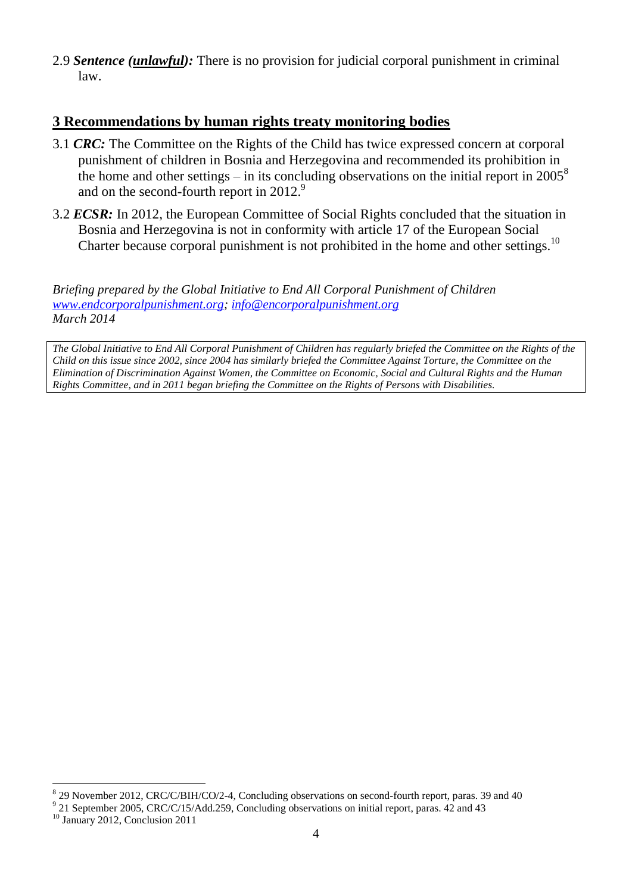2.9 ***Sentence (<u>unlawful</u>):*** There is no provision for judicial corporal punishment in criminal law.

## 3 Recommendations by human rights treaty monitoring bodies

3.1 ***CRC:*** The Committee on the Rights of the Child has twice expressed concern at corporal punishment of children in Bosnia and Herzegovina and recommended its prohibition in the home and other settings – in its concluding observations on the initial report in 2005[8] and on the second-fourth report in 2012.[9]

3.2 ***ECSR:*** In 2012, the European Committee of Social Rights concluded that the situation in Bosnia and Herzegovina is not in conformity with article 17 of the European Social Charter because corporal punishment is not prohibited in the home and other settings.[10]

*Briefing prepared by the Global Initiative to End All Corporal Punishment of Children*
*www.endcorporalpunishment.org; info@encorporalpunishment.org*
*March 2014*

*The Global Initiative to End All Corporal Punishment of Children has regularly briefed the Committee on the Rights of the Child on this issue since 2002, since 2004 has similarly briefed the Committee Against Torture, the Committee on the Elimination of Discrimination Against Women, the Committee on Economic, Social and Cultural Rights and the Human Rights Committee, and in 2011 began briefing the Committee on the Rights of Persons with Disabilities.*

---

[8] 29 November 2012, CRC/C/BIH/CO/2-4, Concluding observations on second-fourth report, paras. 39 and 40

[9] 21 September 2005, CRC/C/15/Add.259, Concluding observations on initial report, paras. 42 and 43

[10] January 2012, Conclusion 2011